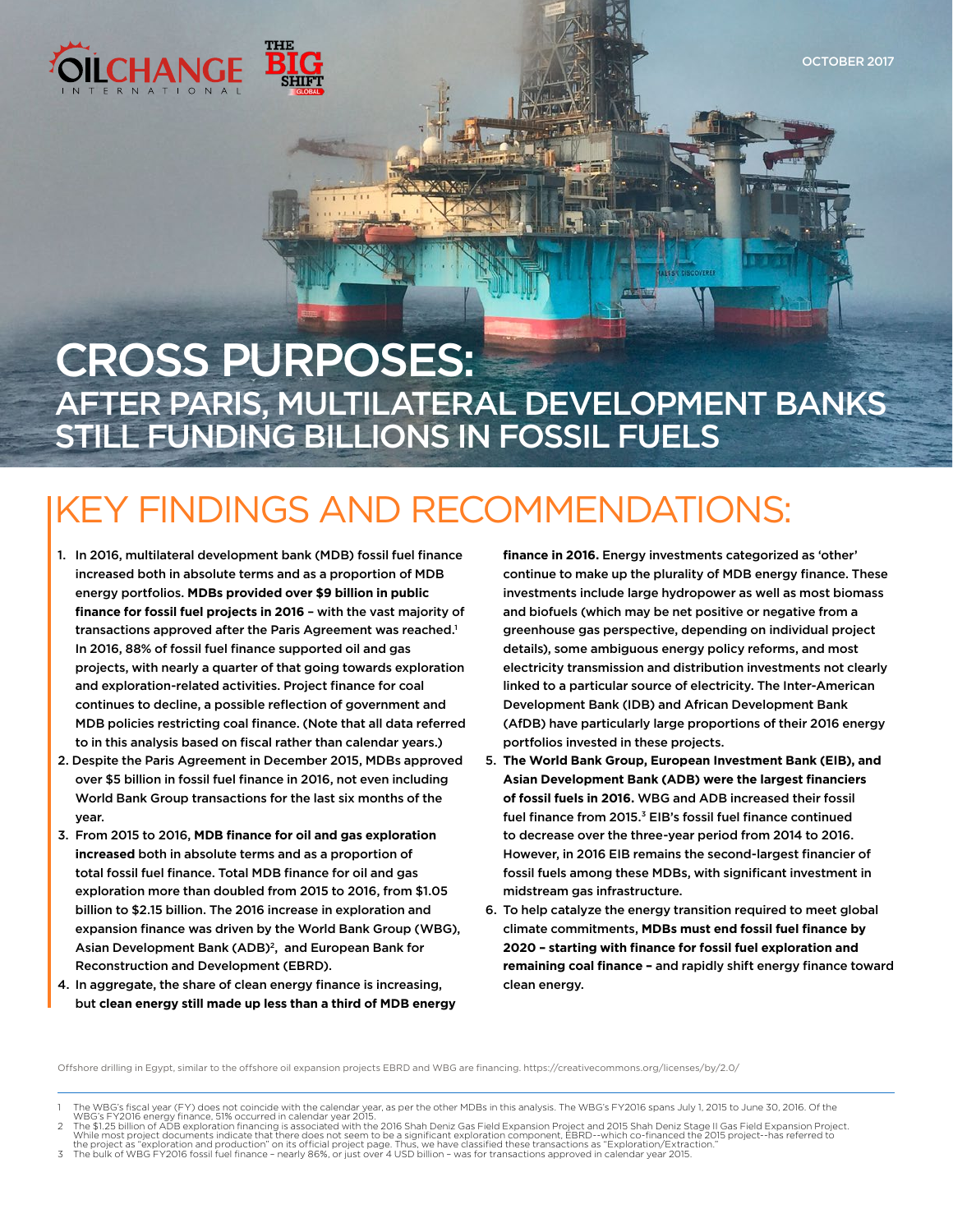OCTOBER 2017

# CROSS PURPOSES: AFTER PARIS, MULTILATERAL DEVELOPMENT BANKS STILL FUNDING BILLIONS IN FOSSIL FUELS

## KEY FINDINGS AND RECOMMENDATIONS:

1. In 2016, multilateral development bank (MDB) fossil fuel finance increased both in absolute terms and as a proportion of MDB energy portfolios. **MDBs provided over $9 billion in public finance for fossil fuel projects in 2016 – with the vast majority of transactions approved after the Paris Agreement was reached.**[1] In 2016, 88% of fossil fuel finance supported oil and gas projects, with nearly a quarter of that going towards exploration and exploration-related activities. Project finance for coal continues to decline, a possible reflection of government and MDB policies restricting coal finance. (Note that all data referred to in this analysis based on fiscal rather than calendar years.)
2. Despite the Paris Agreement in December 2015, MDBs approved over $5 billion in fossil fuel finance in 2016, not even including World Bank Group transactions for the last six months of the year.
3. From 2015 to 2016, **MDB finance for oil and gas exploration increased** both in absolute terms and as a proportion of total fossil fuel finance. Total MDB finance for oil and gas exploration more than doubled from 2015 to 2016, from $1.05 billion to $2.15 billion. The 2016 increase in exploration and expansion finance was driven by the World Bank Group (WBG), Asian Development Bank (ADB)[2], and European Bank for Reconstruction and Development (EBRD).
4. In aggregate, the share of clean energy finance is increasing, but **clean energy still made up less than a third of MDB energy finance in 2016.** Energy investments categorized as 'other' continue to make up the plurality of MDB energy finance. These investments include large hydropower as well as most biomass and biofuels (which may be net positive or negative from a greenhouse gas perspective, depending on individual project details), some ambiguous energy policy reforms, and most electricity transmission and distribution investments not clearly linked to a particular source of electricity. The Inter-American Development Bank (IDB) and African Development Bank (AfDB) have particularly large proportions of their 2016 energy portfolios invested in these projects.
5. **The World Bank Group, European Investment Bank (EIB), and Asian Development Bank (ADB) were the largest financiers of fossil fuels in 2016.** WBG and ADB increased their fossil fuel finance from 2015.[3] EIB's fossil fuel finance continued to decrease over the three-year period from 2014 to 2016. However, in 2016 EIB remains the second-largest financier of fossil fuels among these MDBs, with significant investment in midstream gas infrastructure.
6. To help catalyze the energy transition required to meet global climate commitments, **MDBs must end fossil fuel finance by 2020 – starting with finance for fossil fuel exploration and remaining coal finance –** and rapidly shift energy finance toward clean energy.

Offshore drilling in Egypt, similar to the offshore oil expansion projects EBRD and WBG are financing. https://creativecommons.org/licenses/by/2.0/

---

1 The WBG's fiscal year (FY) does not coincide with the calendar year, as per the other MDBs in this analysis. The WBG's FY2016 spans July 1, 2015 to June 30, 2016. Of the WBG's FY2016 energy finance, 51% occurred in calendar year 2015.

2 The $1.25 billion of ADB exploration financing is associated with the 2016 Shah Deniz Gas Field Expansion Project and 2015 Shah Deniz Stage II Gas Field Expansion Project. While most project documents indicate that there does not seem to be a significant exploration component, EBRD--which co-financed the 2015 project--has referred to the project as "exploration and production" on its official project page. Thus, we have classified these transactions as "Exploration/Extraction."

3 The bulk of WBG FY2016 fossil fuel finance – nearly 86%, or just over 4 USD billion – was for transactions approved in calendar year 2015.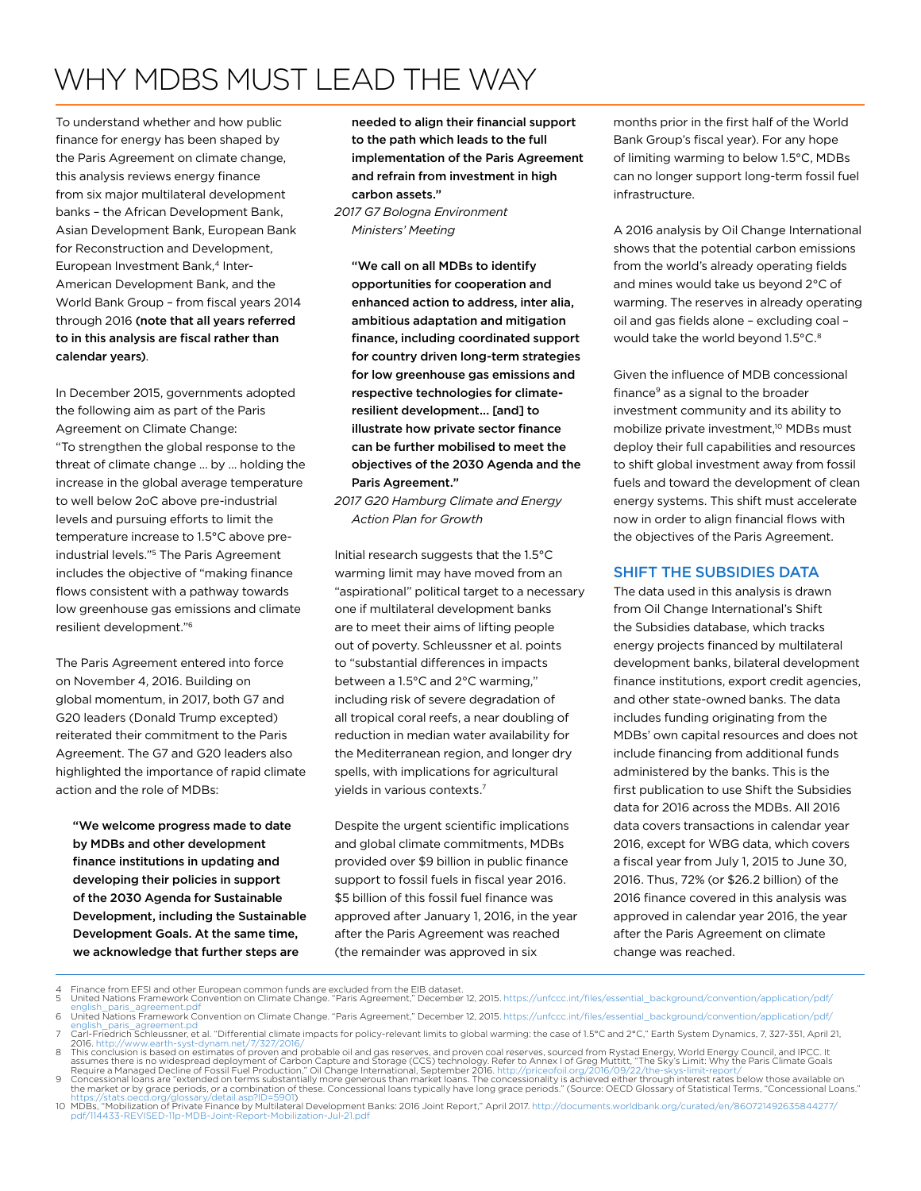# WHY MDBS MUST LEAD THE WAY

To understand whether and how public finance for energy has been shaped by the Paris Agreement on climate change, this analysis reviews energy finance from six major multilateral development banks – the African Development Bank, Asian Development Bank, European Bank for Reconstruction and Development, European Investment Bank,[4] Inter-American Development Bank, and the World Bank Group – from fiscal years 2014 through 2016 **(note that all years referred to in this analysis are fiscal rather than calendar years)**.

In December 2015, governments adopted the following aim as part of the Paris Agreement on Climate Change: "To strengthen the global response to the threat of climate change … by … holding the increase in the global average temperature to well below 2oC above pre-industrial levels and pursuing efforts to limit the temperature increase to 1.5°C above pre-industrial levels."[5] The Paris Agreement includes the objective of "making finance flows consistent with a pathway towards low greenhouse gas emissions and climate resilient development."[6]

The Paris Agreement entered into force on November 4, 2016. Building on global momentum, in 2017, both G7 and G20 leaders (Donald Trump excepted) reiterated their commitment to the Paris Agreement. The G7 and G20 leaders also highlighted the importance of rapid climate action and the role of MDBs:

> **"We welcome progress made to date by MDBs and other development finance institutions in updating and developing their policies in support of the 2030 Agenda for Sustainable Development, including the Sustainable Development Goals. At the same time, we acknowledge that further steps are needed to align their financial support to the path which leads to the full implementation of the Paris Agreement and refrain from investment in high carbon assets."**
>
> *2017 G7 Bologna Environment Ministers' Meeting*

> **"We call on all MDBs to identify opportunities for cooperation and enhanced action to address, inter alia, ambitious adaptation and mitigation finance, including coordinated support for country driven long-term strategies for low greenhouse gas emissions and respective technologies for climate-resilient development… [and] to illustrate how private sector finance can be further mobilised to meet the objectives of the 2030 Agenda and the Paris Agreement."**
>
> *2017 G20 Hamburg Climate and Energy Action Plan for Growth*

Initial research suggests that the 1.5°C warming limit may have moved from an "aspirational" political target to a necessary one if multilateral development banks are to meet their aims of lifting people out of poverty. Schleussner et al. points to "substantial differences in impacts between a 1.5°C and 2°C warming," including risk of severe degradation of all tropical coral reefs, a near doubling of reduction in median water availability for the Mediterranean region, and longer dry spells, with implications for agricultural yields in various contexts.[7]

Despite the urgent scientific implications and global climate commitments, MDBs provided over $9 billion in public finance support to fossil fuels in fiscal year 2016. $5 billion of this fossil fuel finance was approved after January 1, 2016, in the year after the Paris Agreement was reached (the remainder was approved in six months prior in the first half of the World Bank Group's fiscal year). For any hope of limiting warming to below 1.5°C, MDBs can no longer support long-term fossil fuel infrastructure.

A 2016 analysis by Oil Change International shows that the potential carbon emissions from the world's already operating fields and mines would take us beyond 2°C of warming. The reserves in already operating oil and gas fields alone – excluding coal – would take the world beyond 1.5°C.[8]

Given the influence of MDB concessional finance[9] as a signal to the broader investment community and its ability to mobilize private investment,[10] MDBs must deploy their full capabilities and resources to shift global investment away from fossil fuels and toward the development of clean energy systems. This shift must accelerate now in order to align financial flows with the objectives of the Paris Agreement.

## SHIFT THE SUBSIDIES DATA

The data used in this analysis is drawn from Oil Change International's Shift the Subsidies database, which tracks energy projects financed by multilateral development banks, bilateral development finance institutions, export credit agencies, and other state-owned banks. The data includes funding originating from the MDBs' own capital resources and does not include financing from additional funds administered by the banks. This is the first publication to use Shift the Subsidies data for 2016 across the MDBs. All 2016 data covers transactions in calendar year 2016, except for WBG data, which covers a fiscal year from July 1, 2015 to June 30, 2016. Thus, 72% (or $26.2 billion) of the 2016 finance covered in this analysis was approved in calendar year 2016, the year after the Paris Agreement on climate change was reached.

---

4 Finance from EFSI and other European common funds are excluded from the EIB dataset.
5 United Nations Framework Convention on Climate Change. "Paris Agreement," December 12, 2015. https://unfccc.int/files/essential_background/convention/application/pdf/english_paris_agreement.pdf
6 United Nations Framework Convention on Climate Change. "Paris Agreement," December 12, 2015. https://unfccc.int/files/essential_background/convention/application/pdf/english_paris_agreement.pdf
7 Carl-Friedrich Schleussner, et al. "Differential climate impacts for policy-relevant limits to global warming: the case of 1.5°C and 2°C," Earth System Dynamics, 7, 327-351, April 21, 2016. http://www.earth-syst-dynam.net/7/327/2016/
8 This conclusion is based on estimates of proven and probable oil and gas reserves, and proven coal reserves, sourced from Rystad Energy, World Energy Council, and IPCC. It assumes there is no widespread deployment of Carbon Capture and Storage (CCS) technology. Refer to Annex I of Greg Muttitt, "The Sky's Limit: Why the Paris Climate Goals Require a Managed Decline of Fossil Fuel Production," Oil Change International, September 2016. http://priceofoil.org/2016/09/22/the-skys-limit-report/
9 Concessional loans are "extended on terms substantially more generous than market loans. The concessionality is achieved either through interest rates below those available on the market or by grace periods, or a combination of these. Concessional loans typically have long grace periods." (Source: OECD Glossary of Statistical Terms, "Concessional Loans." https://stats.oecd.org/glossary/detail.asp?ID=5901)
10 MDBs, "Mobilization of Private Finance by Multilateral Development Banks: 2016 Joint Report," April 2017. http://documents.worldbank.org/curated/en/860721492635844277/pdf/114433-REVISED-11p-MDB-Joint-Report-Mobilization-Jul-21.pdf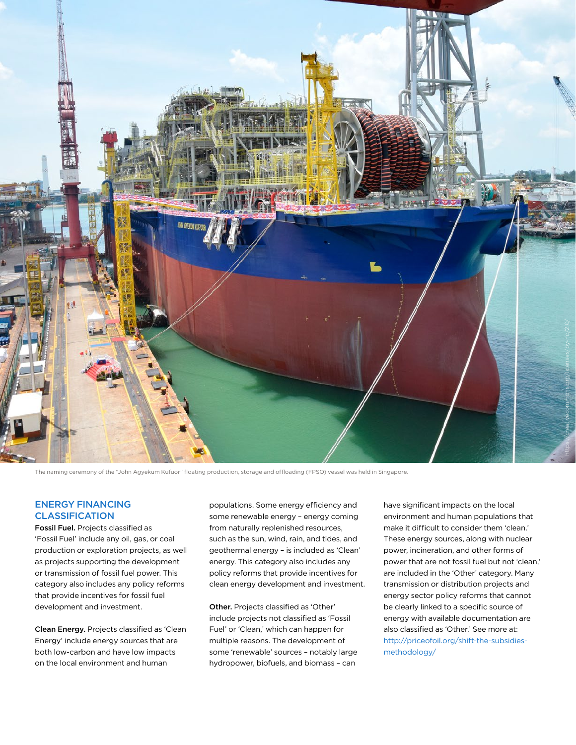The naming ceremony of the "John Agyekum Kufuor" floating production, storage and offloading (FPSO) vessel was held in Singapore.

## ENERGY FINANCING CLASSIFICATION

**Fossil Fuel.** Projects classified as 'Fossil Fuel' include any oil, gas, or coal production or exploration projects, as well as projects supporting the development or transmission of fossil fuel power. This category also includes any policy reforms that provide incentives for fossil fuel development and investment.

**Clean Energy.** Projects classified as 'Clean Energy' include energy sources that are both low-carbon and have low impacts on the local environment and human populations. Some energy efficiency and some renewable energy – energy coming from naturally replenished resources, such as the sun, wind, rain, and tides, and geothermal energy – is included as 'Clean' energy. This category also includes any policy reforms that provide incentives for clean energy development and investment.

**Other.** Projects classified as 'Other' include projects not classified as 'Fossil Fuel' or 'Clean,' which can happen for multiple reasons. The development of some 'renewable' sources – notably large hydropower, biofuels, and biomass – can have significant impacts on the local environment and human populations that make it difficult to consider them 'clean.' These energy sources, along with nuclear power, incineration, and other forms of power that are not fossil fuel but not 'clean,' are included in the 'Other' category. Many transmission or distribution projects and energy sector policy reforms that cannot be clearly linked to a specific source of energy with available documentation are also classified as 'Other.' See more at: http://priceofoil.org/shift-the-subsidies-methodology/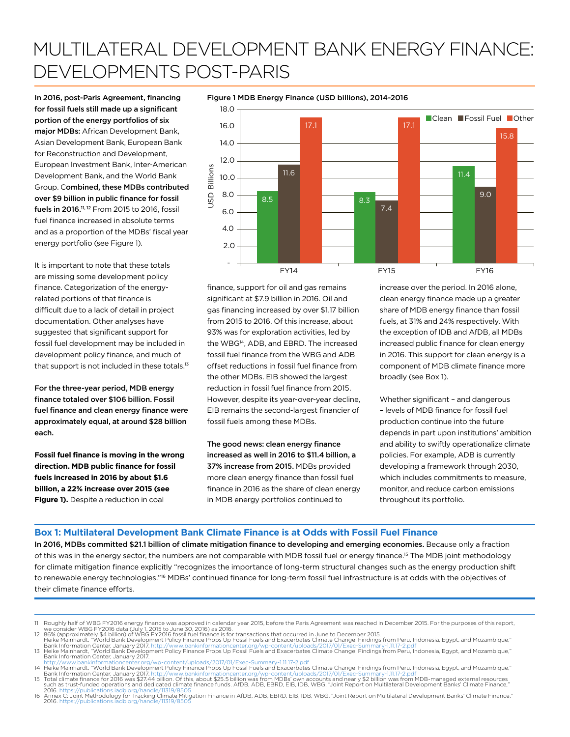# MULTILATERAL DEVELOPMENT BANK ENERGY FINANCE: DEVELOPMENTS POST-PARIS

**In 2016, post-Paris Agreement, financing for fossil fuels still made up a significant portion of the energy portfolios of six major MDBs:** African Development Bank, Asian Development Bank, European Bank for Reconstruction and Development, European Investment Bank, Inter-American Development Bank, and the World Bank Group. C**ombined, these MDBs contributed over $9 billion in public finance for fossil fuels in 2016.**[11, 12] From 2015 to 2016, fossil fuel finance increased in absolute terms and as a proportion of the MDBs' fiscal year energy portfolio (see Figure 1).

It is important to note that these totals are missing some development policy finance. Categorization of the energy-related portions of that finance is difficult due to a lack of detail in project documentation. Other analyses have suggested that significant support for fossil fuel development may be included in development policy finance, and much of that support is not included in these totals.[13]

**For the three-year period, MDB energy finance totaled over $106 billion. Fossil fuel finance and clean energy finance were approximately equal, at around $28 billion each.**

**Fossil fuel finance is moving in the wrong direction. MDB public finance for fossil fuels increased in 2016 by about $1.6 billion, a 22% increase over 2015 (see Figure 1).** Despite a reduction in coal finance, support for oil and gas remains significant at $7.9 billion in 2016. Oil and gas financing increased by over $1.17 billion from 2015 to 2016. Of this increase, about 93% was for exploration activities, led by the WBG[14], ADB, and EBRD. The increased fossil fuel finance from the WBG and ADB offset reductions in fossil fuel finance from the other MDBs. EIB showed the largest reduction in fossil fuel finance from 2015. However, despite its year-over-year decline, EIB remains the second-largest financier of fossil fuels among these MDBs.

**Figure 1 MDB Energy Finance (USD billions), 2014-2016**

Clean, Fossil Fuel, Other

USD Billions

18.0, 16.0, 14.0, 12.0, 10.0, 8.0, 6.0, 4.0, 2.0, -

FY14: 8.5, 11.6, 17.1

FY15: 8.3, 7.4, 17.1

FY16: 11.4, 9.0, 15.8

**The good news: clean energy finance increased as well in 2016 to $11.4 billion, a 37% increase from 2015.** MDBs provided more clean energy finance than fossil fuel finance in 2016 as the share of clean energy in MDB energy portfolios continued to increase over the period. In 2016 alone, clean energy finance made up a greater share of MDB energy finance than fossil fuels, at 31% and 24% respectively. With the exception of IDB and AfDB, all MDBs increased public finance for clean energy in 2016. This support for clean energy is a component of MDB climate finance more broadly (see Box 1).

Whether significant – and dangerous – levels of MDB finance for fossil fuel production continue into the future depends in part upon institutions' ambition and ability to swiftly operationalize climate policies. For example, ADB is currently developing a framework through 2030, which includes commitments to measure, monitor, and reduce carbon emissions throughout its portfolio.

### Box 1: Multilateral Development Bank Climate Finance is at Odds with Fossil Fuel Finance

**In 2016, MDBs committed $21.1 billion of climate mitigation finance to developing and emerging economies.** Because only a fraction of this was in the energy sector, the numbers are not comparable with MDB fossil fuel or energy finance.[15] The MDB joint methodology for climate mitigation finance explicitly "recognizes the importance of long-term structural changes such as the energy production shift to renewable energy technologies."[16] MDBs' continued finance for long-term fossil fuel infrastructure is at odds with the objectives of their climate finance efforts.

---

11 Roughly half of WBG FY2016 energy finance was approved in calendar year 2015, before the Paris Agreement was reached in December 2015. For the purposes of this report, we consider WBG FY2016 data (July 1, 2015 to June 30, 2016) as 2016.

12 86% (approximately $4 billion) of WBG FY2016 fossil fuel finance is for transactions that occurred in June to December 2015. Heike Mainhardt, "World Bank Development Policy Finance Props Up Fossil Fuels and Exacerbates Climate Change: Findings from Peru, Indonesia, Egypt, and Mozambique," Bank Information Center, January 2017. http://www.bankinformationcenter.org/wp-content/uploads/2017/01/Exec-Summary-1.11.17-2.pdf

13 Heike Mainhardt, "World Bank Development Policy Finance Props Up Fossil Fuels and Exacerbates Climate Change: Findings from Peru, Indonesia, Egypt, and Mozambique," Bank Information Center, January 2017. http://www.bankinformationcenter.org/wp-content/uploads/2017/01/Exec-Summary-1.11.17-2.pdf

14 Heike Mainhardt, "World Bank Development Policy Finance Props Up Fossil Fuels and Exacerbates Climate Change: Findings from Peru, Indonesia, Egypt, and Mozambique," Bank Information Center, January 2017. http://www.bankinformationcenter.org/wp-content/uploads/2017/01/Exec-Summary-1.11.17-2.pdf

15 Total climate finance for 2016 was $27.44 billion. Of this, about $25.5 billion was from MDBs' own accounts and nearly $2 billion was from MDB-managed external resources such as trust-funded operations and dedicated climate finance funds. AfDB, ADB, EBRD, EIB, IDB, WBG, "Joint Report on Multilateral Development Banks' Climate Finance," 2016. https://publications.iadb.org/handle/11319/8505

16 Annex C: Joint Methodology for Tracking Climate Mitigation Finance in AfDB, ADB, EBRD, EIB, IDB, WBG, "Joint Report on Multilateral Development Banks' Climate Finance," 2016. https://publications.iadb.org/handle/11319/8505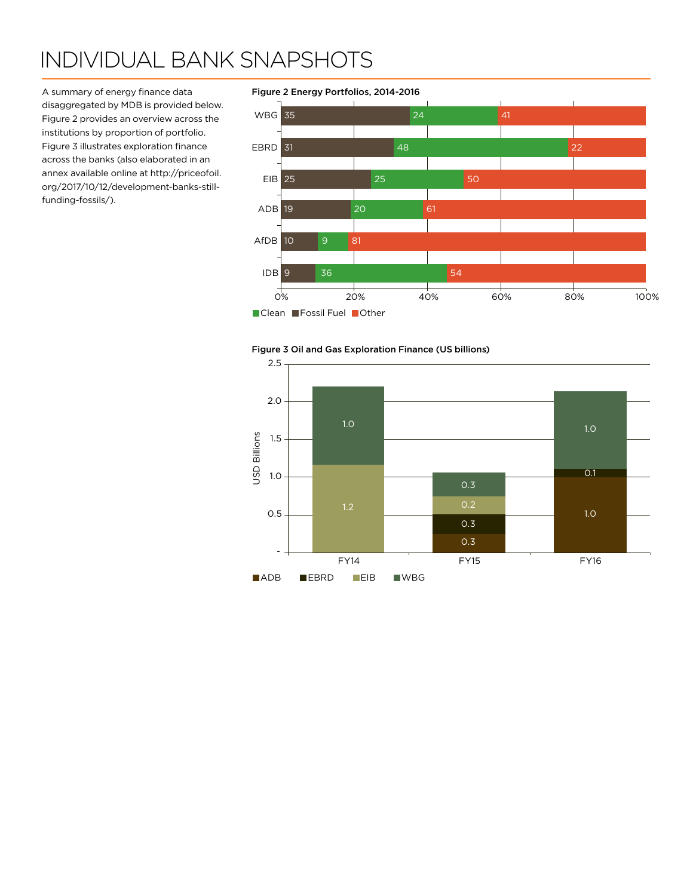# INDIVIDUAL BANK SNAPSHOTS

A summary of energy finance data disaggregated by MDB is provided below. Figure 2 provides an overview across the institutions by proportion of portfolio. Figure 3 illustrates exploration finance across the banks (also elaborated in an annex available online at http://priceofoil.org/2017/10/12/development-banks-still-funding-fossils/).

**Figure 2 Energy Portfolios, 2014-2016**

WBG 35 24 41

EBRD 31 48 22

EIB 25 25 50

ADB 19 20 61

AfDB 10 9 81

IDB 9 36 54

0% 20% 40% 60% 80% 100%

Clean Fossil Fuel Other

**Figure 3 Oil and Gas Exploration Finance (US billions)**

USD Billions

2.5 2.0 1.5 1.0 0.5 -

FY14: 1.2 1.0

FY15: 0.3 0.3 0.2 0.3

FY16: 1.0 0.1 1.0

ADB EBRD EIB WBG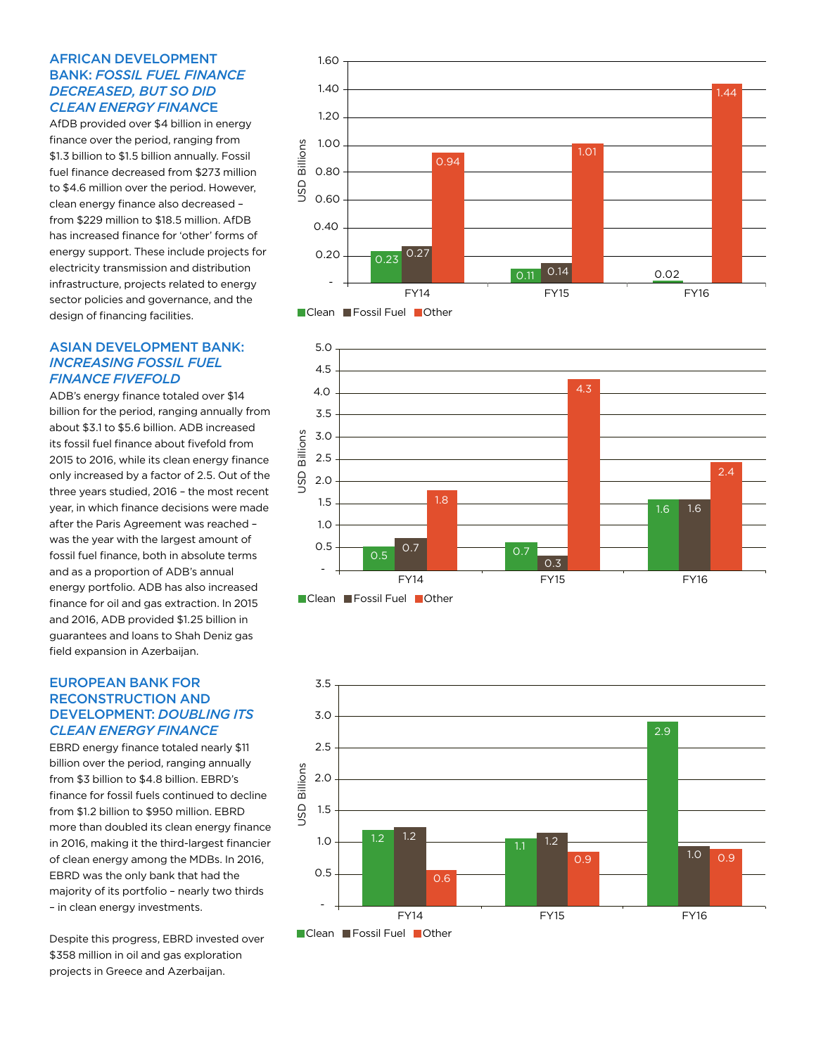### AFRICAN DEVELOPMENT BANK: *FOSSIL FUEL FINANCE DECREASED, BUT SO DID CLEAN ENERGY FINANCE*

AfDB provided over $4 billion in energy finance over the period, ranging from $1.3 billion to $1.5 billion annually. Fossil fuel finance decreased from $273 million to $4.6 million over the period. However, clean energy finance also decreased – from $229 million to $18.5 million. AfDB has increased finance for 'other' forms of energy support. These include projects for electricity transmission and distribution infrastructure, projects related to energy sector policies and governance, and the design of financing facilities.

USD Billions
1.60
1.40
1.20
1.00
0.80
0.60
0.40
0.20
-
0.23
0.27
0.94
0.11
0.14
1.01
0.02
1.44
FY14
FY15
FY16
Clean Fossil Fuel Other

### ASIAN DEVELOPMENT BANK: *INCREASING FOSSIL FUEL FINANCE FIVEFOLD*

ADB's energy finance totaled over $14 billion for the period, ranging annually from about $3.1 to $5.6 billion. ADB increased its fossil fuel finance about fivefold from 2015 to 2016, while its clean energy finance only increased by a factor of 2.5. Out of the three years studied, 2016 – the most recent year, in which finance decisions were made after the Paris Agreement was reached – was the year with the largest amount of fossil fuel finance, both in absolute terms and as a proportion of ADB's annual energy portfolio. ADB has also increased finance for oil and gas extraction. In 2015 and 2016, ADB provided $1.25 billion in guarantees and loans to Shah Deniz gas field expansion in Azerbaijan.

USD Billions
5.0
4.5
4.0
3.5
3.0
2.5
2.0
1.5
1.0
0.5
-
0.5
0.7
1.8
0.7
0.3
4.3
1.6
1.6
2.4
FY14
FY15
FY16
Clean Fossil Fuel Other

### EUROPEAN BANK FOR RECONSTRUCTION AND DEVELOPMENT: *DOUBLING ITS CLEAN ENERGY FINANCE*

EBRD energy finance totaled nearly $11 billion over the period, ranging annually from $3 billion to $4.8 billion. EBRD's finance for fossil fuels continued to decline from $1.2 billion to $950 million. EBRD more than doubled its clean energy finance in 2016, making it the third-largest financier of clean energy among the MDBs. In 2016, EBRD was the only bank that had the majority of its portfolio – nearly two thirds – in clean energy investments.

Despite this progress, EBRD invested over $358 million in oil and gas exploration projects in Greece and Azerbaijan.

USD Billions
3.5
3.0
2.5
2.0
1.5
1.0
0.5
-
1.2
1.2
0.6
1.1
1.2
0.9
2.9
1.0
0.9
FY14
FY15
FY16
Clean Fossil Fuel Other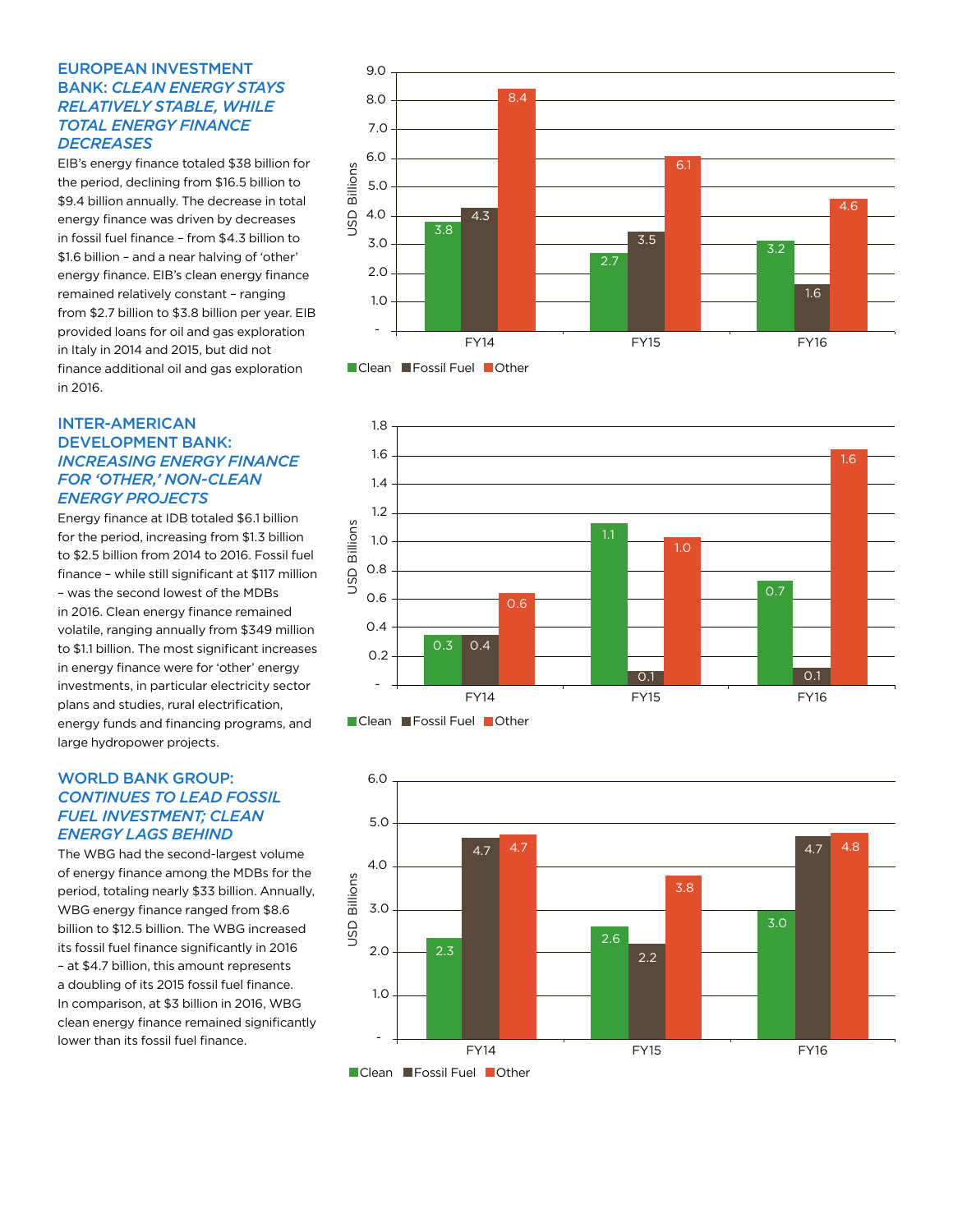## EUROPEAN INVESTMENT BANK: *CLEAN ENERGY STAYS RELATIVELY STABLE, WHILE TOTAL ENERGY FINANCE DECREASES*

EIB's energy finance totaled $38 billion for the period, declining from $16.5 billion to $9.4 billion annually. The decrease in total energy finance was driven by decreases in fossil fuel finance – from $4.3 billion to $1.6 billion – and a near halving of 'other' energy finance. EIB's clean energy finance remained relatively constant – ranging from $2.7 billion to $3.8 billion per year. EIB provided loans for oil and gas exploration in Italy in 2014 and 2015, but did not finance additional oil and gas exploration in 2016.

USD Billions
9.0
8.0
7.0
6.0
5.0
4.0
3.0
2.0
1.0
-
FY14: 3.8, 4.3, 8.4
FY15: 2.7, 3.5, 6.1
FY16: 3.2, 1.6, 4.6
Clean, Fossil Fuel, Other

## INTER-AMERICAN DEVELOPMENT BANK: *INCREASING ENERGY FINANCE FOR 'OTHER,' NON-CLEAN ENERGY PROJECTS*

Energy finance at IDB totaled $6.1 billion for the period, increasing from $1.3 billion to $2.5 billion from 2014 to 2016. Fossil fuel finance – while still significant at $117 million – was the second lowest of the MDBs in 2016. Clean energy finance remained volatile, ranging annually from $349 million to $1.1 billion. The most significant increases in energy finance were for 'other' energy investments, in particular electricity sector plans and studies, rural electrification, energy funds and financing programs, and large hydropower projects.

USD Billions
1.8
1.6
1.4
1.2
1.0
0.8
0.6
0.4
0.2
-
FY14: 0.3, 0.4, 0.6
FY15: 1.1, 0.1, 1.0
FY16: 0.7, 0.1, 1.6
Clean, Fossil Fuel, Other

## WORLD BANK GROUP: *CONTINUES TO LEAD FOSSIL FUEL INVESTMENT; CLEAN ENERGY LAGS BEHIND*

The WBG had the second-largest volume of energy finance among the MDBs for the period, totaling nearly $33 billion. Annually, WBG energy finance ranged from $8.6 billion to $12.5 billion. The WBG increased its fossil fuel finance significantly in 2016 – at $4.7 billion, this amount represents a doubling of its 2015 fossil fuel finance. In comparison, at $3 billion in 2016, WBG clean energy finance remained significantly lower than its fossil fuel finance.

USD Billions
6.0
5.0
4.0
3.0
2.0
1.0
-
FY14: 2.3, 4.7, 4.7
FY15: 2.6, 2.2, 3.8
FY16: 3.0, 4.7, 4.8
Clean, Fossil Fuel, Other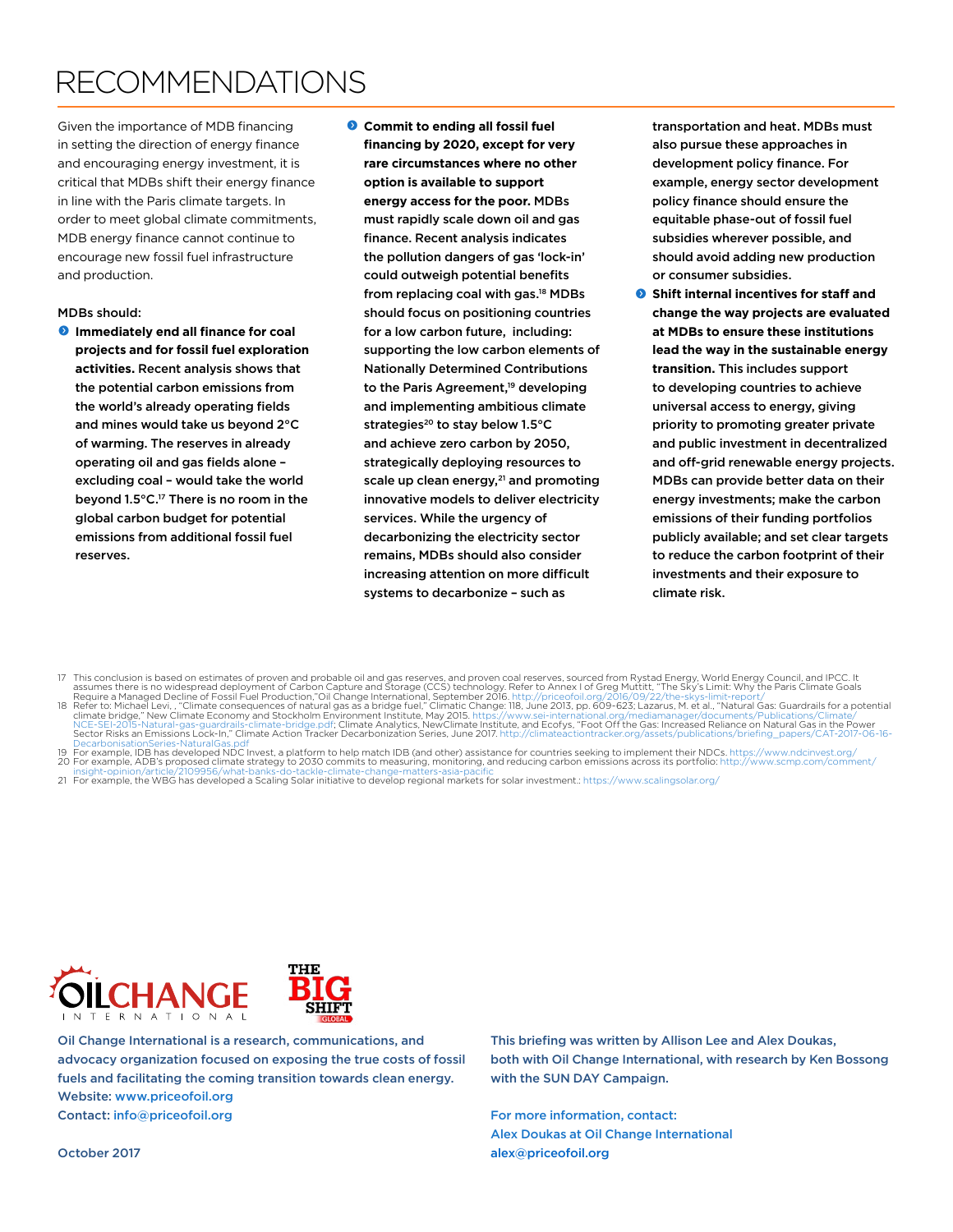# RECOMMENDATIONS

Given the importance of MDB financing in setting the direction of energy finance and encouraging energy investment, it is critical that MDBs shift their energy finance in line with the Paris climate targets. In order to meet global climate commitments, MDB energy finance cannot continue to encourage new fossil fuel infrastructure and production.

MDBs should:

- **Immediately end all finance for coal projects and for fossil fuel exploration activities.** Recent analysis shows that the potential carbon emissions from the world's already operating fields and mines would take us beyond 2°C of warming. The reserves in already operating oil and gas fields alone – excluding coal – would take the world beyond 1.5°C.[17] There is no room in the global carbon budget for potential emissions from additional fossil fuel reserves.
- **Commit to ending all fossil fuel financing by 2020, except for very rare circumstances where no other option is available to support energy access for the poor.** MDBs must rapidly scale down oil and gas finance. Recent analysis indicates the pollution dangers of gas 'lock-in' could outweigh potential benefits from replacing coal with gas.[18] MDBs should focus on positioning countries for a low carbon future, including: supporting the low carbon elements of Nationally Determined Contributions to the Paris Agreement,[19] developing and implementing ambitious climate strategies[20] to stay below 1.5°C and achieve zero carbon by 2050, strategically deploying resources to scale up clean energy,[21] and promoting innovative models to deliver electricity services. While the urgency of decarbonizing the electricity sector remains, MDBs should also consider increasing attention on more difficult systems to decarbonize – such as transportation and heat. MDBs must also pursue these approaches in development policy finance. For example, energy sector development policy finance should ensure the equitable phase-out of fossil fuel subsidies wherever possible, and should avoid adding new production or consumer subsidies.
- **Shift internal incentives for staff and change the way projects are evaluated at MDBs to ensure these institutions lead the way in the sustainable energy transition.** This includes support to developing countries to achieve universal access to energy, giving priority to promoting greater private and public investment in decentralized and off-grid renewable energy projects. MDBs can provide better data on their energy investments; make the carbon emissions of their funding portfolios publicly available; and set clear targets to reduce the carbon footprint of their investments and their exposure to climate risk.

17 This conclusion is based on estimates of proven and probable oil and gas reserves, and proven coal reserves, sourced from Rystad Energy, World Energy Council, and IPCC. It assumes there is no widespread deployment of Carbon Capture and Storage (CCS) technology. Refer to Annex I of Greg Muttitt, "The Sky's Limit: Why the Paris Climate Goals Require a Managed Decline of Fossil Fuel Production."Oil Change International, September 2016. http://priceofoil.org/2016/09/22/the-skys-limit-report/

18 Refer to: Michael Levi, , "Climate consequences of natural gas as a bridge fuel," Climatic Change: 118, June 2013, pp. 609-623; Lazarus, M. et al., "Natural Gas: Guardrails for a potential climate bridge," New Climate Economy and Stockholm Environment Institute, May 2015. https://www.sei-international.org/mediamanager/documents/Publications/Climate/NCE-SEI-2015-Natural-gas-guardrails-climate-bridge.pdf; Climate Analytics, NewClimate Institute, and Ecofys, "Foot Off the Gas: Increased Reliance on Natural Gas in the Power Sector Risks an Emissions Lock-In," Climate Action Tracker Decarbonization Series, June 2017. http://climateactiontracker.org/assets/publications/briefing_papers/CAT-2017-06-16-DecarbonisationSeries-NaturalGas.pdf

19 For example, IDB has developed NDC Invest, a platform to help match IDB (and other) assistance for countries seeking to implement their NDCs. https://www.ndcinvest.org/

20 For example, ADB's proposed climate strategy to 2030 commits to measuring, monitoring, and reducing carbon emissions across its portfolio: http://www.scmp.com/comment/insight-opinion/article/2109956/what-banks-do-tackle-climate-change-matters-asia-pacific

21 For example, the WBG has developed a Scaling Solar initiative to develop regional markets for solar investment.: https://www.scalingsolar.org/

OIL CHANGE INTERNATIONAL

THE BIG SHIFT GLOBAL

Oil Change International is a research, communications, and advocacy organization focused on exposing the true costs of fossil fuels and facilitating the coming transition towards clean energy.
Website: www.priceofoil.org
Contact: info@priceofoil.org

October 2017

This briefing was written by Allison Lee and Alex Doukas, both with Oil Change International, with research by Ken Bossong with the SUN DAY Campaign.

For more information, contact:
Alex Doukas at Oil Change International
alex@priceofoil.org